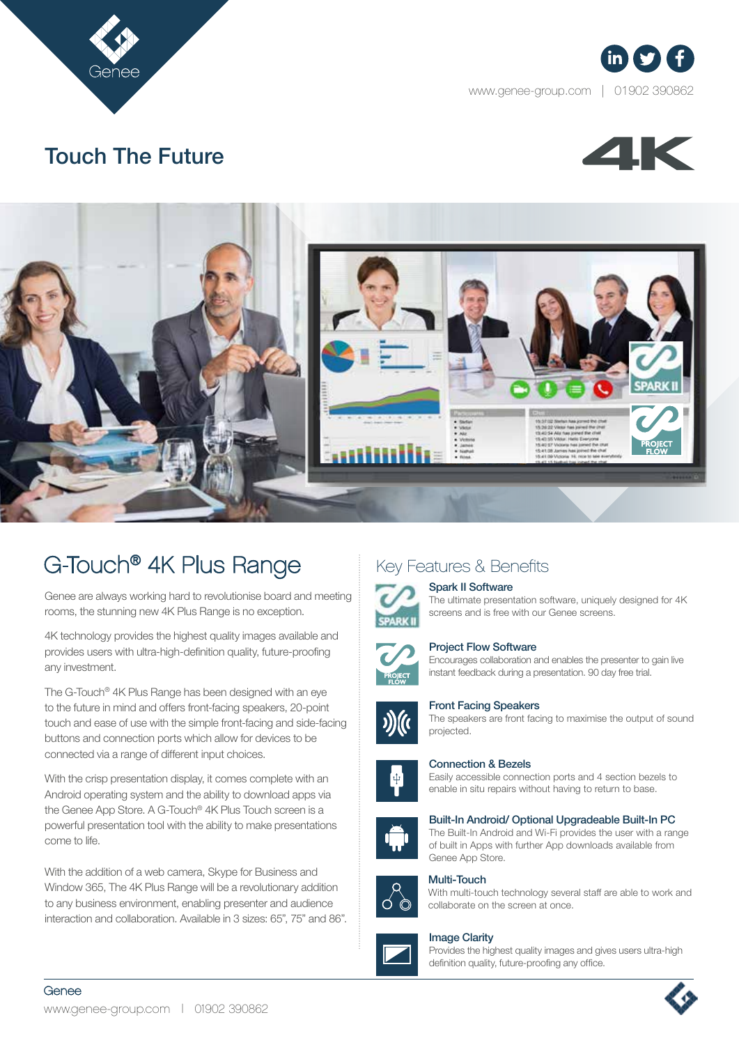Genee

www.genee-group.com | 01902 390862

# Touch The Future

4K

## G-Touch® 4K Plus Range

Genee are always working hard to revolutionise board and meeting rooms, the stunning new 4K Plus Range is no exception.

4K technology provides the highest quality images available and provides users with ultra-high-definition quality, future-proofing any investment.

The G-Touch® 4K Plus Range has been designed with an eye to the future in mind and offers front-facing speakers, 20-point touch and ease of use with the simple front-facing and side-facing buttons and connection ports which allow for devices to be connected via a range of different input choices.

With the crisp presentation display, it comes complete with an Android operating system and the ability to download apps via the Genee App Store. A G-Touch® 4K Plus Touch screen is a powerful presentation tool with the ability to make presentations come to life.

With the addition of a web camera, Skype for Business and Window 365, The 4K Plus Range will be a revolutionary addition to any business environment, enabling presenter and audience interaction and collaboration. Available in 3 sizes: 65", 75" and 86".

## Key Features & Benefits

**Spark II Software**
The ultimate presentation software, uniquely designed for 4K screens and is free with our Genee screens.

**Project Flow Software**
Encourages collaboration and enables the presenter to gain live instant feedback during a presentation. 90 day free trial.

**Front Facing Speakers**
The speakers are front facing to maximise the output of sound projected.

**Connection & Bezels**
Easily accessible connection ports and 4 section bezels to enable in situ repairs without having to return to base.

**Built-In Android/ Optional Upgradeable Built-In PC**
The Built-In Android and Wi-Fi provides the user with a range of built in Apps with further App downloads available from Genee App Store.

**Multi-Touch**
With multi-touch technology several staff are able to work and collaborate on the screen at once.

**Image Clarity**
Provides the highest quality images and gives users ultra-high definition quality, future-proofing any office.

Genee

www.genee-group.com | 01902 390862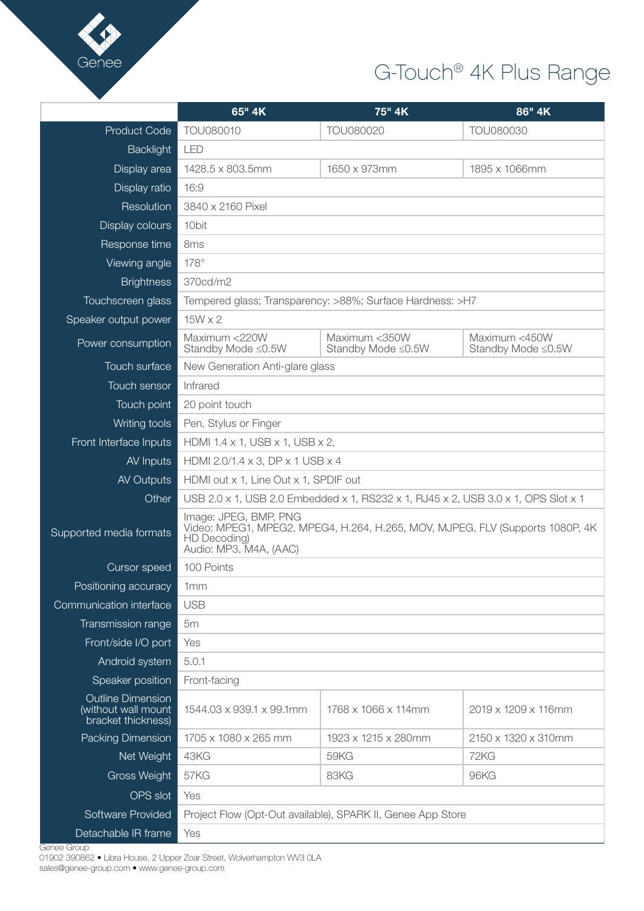# G-Touch® 4K Plus Range

| | 65" 4K | 75" 4K | 86" 4K |
|---|---|---|---|
| Product Code | TOU080010 | TOU080020 | TOU080030 |
| Backlight | LED | | |
| Display area | 1428.5 x 803.5mm | 1650 x 973mm | 1895 x 1066mm |
| Display ratio | 16:9 | | |
| Resolution | 3840 x 2160 Pixel | | |
| Display colours | 10bit | | |
| Response time | 8ms | | |
| Viewing angle | 178° | | |
| Brightness | 370cd/m2 | | |
| Touchscreen glass | Tempered glass; Transparency: >88%; Surface Hardness: >H7 | | |
| Speaker output power | 15W x 2 | | |
| Power consumption | Maximum <220W<br>Standby Mode ≤0.5W | Maximum <350W<br>Standby Mode ≤0.5W | Maximum <450W<br>Standby Mode ≤0.5W |
| Touch surface | New Generation Anti-glare glass | | |
| Touch sensor | Infrared | | |
| Touch point | 20 point touch | | |
| Writing tools | Pen, Stylus or Finger | | |
| Front Interface Inputs | HDMI 1.4 x 1, USB x 1, USB x 2, | | |
| AV Inputs | HDMI 2.0/1.4 x 3, DP x 1 USB x 4 | | |
| AV Outputs | HDMI out x 1, Line Out x 1, SPDIF out | | |
| Other | USB 2.0 x 1, USB 2.0 Embedded x 1, RS232 x 1, RJ45 x 2, USB 3.0 x 1, OPS Slot x 1 | | |
| Supported media formats | Image: JPEG, BMP, PNG<br>Video: MPEG1, MPEG2, MPEG4, H.264, H.265, MOV, MJPEG, FLV (Supports 1080P, 4K HD Decoding)<br>Audio: MP3, M4A, (AAC) | | |
| Cursor speed | 100 Points | | |
| Positioning accuracy | 1mm | | |
| Communication interface | USB | | |
| Transmission range | 5m | | |
| Front/side I/O port | Yes | | |
| Android system | 5.0.1 | | |
| Speaker position | Front-facing | | |
| Outline Dimension (without wall mount bracket thickness) | 1544.03 x 939.1 x 99.1mm | 1768 x 1066 x 114mm | 2019 x 1209 x 116mm |
| Packing Dimension | 1705 x 1080 x 265 mm | 1923 x 1215 x 280mm | 2150 x 1320 x 310mm |
| Net Weight | 43KG | 59KG | 72KG |
| Gross Weight | 57KG | 83KG | 96KG |
| OPS slot | Yes | | |
| Software Provided | Project Flow (Opt-Out available), SPARK II, Genee App Store | | |
| Detachable IR frame | Yes | | |

Genee Group
01902 390862 • Libra House, 2 Upper Zoar Street, Wolverhampton WV3 0LA
sales@genee-group.com • www.genee-group.com